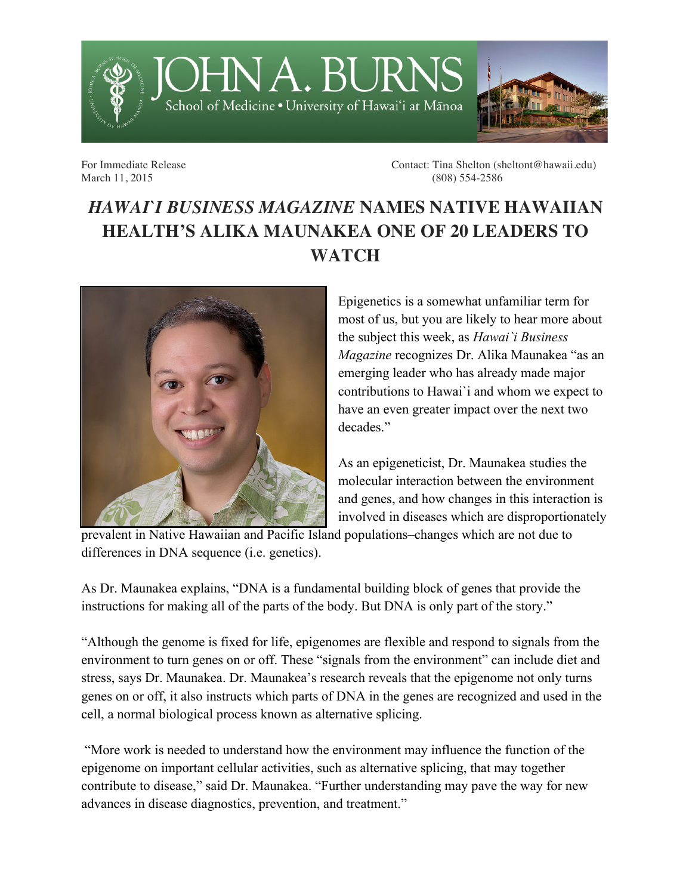JOHN A. BURNS
School of Medicine • University of Hawai'i at Mānoa

For Immediate Release
March 11, 2015

Contact: Tina Shelton (sheltont@hawaii.edu)
(808) 554-2586

# *HAWAI`I BUSINESS MAGAZINE* NAMES NATIVE HAWAIIAN HEALTH'S ALIKA MAUNAKEA ONE OF 20 LEADERS TO WATCH

Epigenetics is a somewhat unfamiliar term for most of us, but you are likely to hear more about the subject this week, as *Hawai`i Business Magazine* recognizes Dr. Alika Maunakea "as an emerging leader who has already made major contributions to Hawai`i and whom we expect to have an even greater impact over the next two decades."

As an epigeneticist, Dr. Maunakea studies the molecular interaction between the environment and genes, and how changes in this interaction is involved in diseases which are disproportionately prevalent in Native Hawaiian and Pacific Island populations–changes which are not due to differences in DNA sequence (i.e. genetics).

As Dr. Maunakea explains, "DNA is a fundamental building block of genes that provide the instructions for making all of the parts of the body. But DNA is only part of the story."

"Although the genome is fixed for life, epigenomes are flexible and respond to signals from the environment to turn genes on or off. These "signals from the environment" can include diet and stress, says Dr. Maunakea. Dr. Maunakea's research reveals that the epigenome not only turns genes on or off, it also instructs which parts of DNA in the genes are recognized and used in the cell, a normal biological process known as alternative splicing.

"More work is needed to understand how the environment may influence the function of the epigenome on important cellular activities, such as alternative splicing, that may together contribute to disease," said Dr. Maunakea. "Further understanding may pave the way for new advances in disease diagnostics, prevention, and treatment."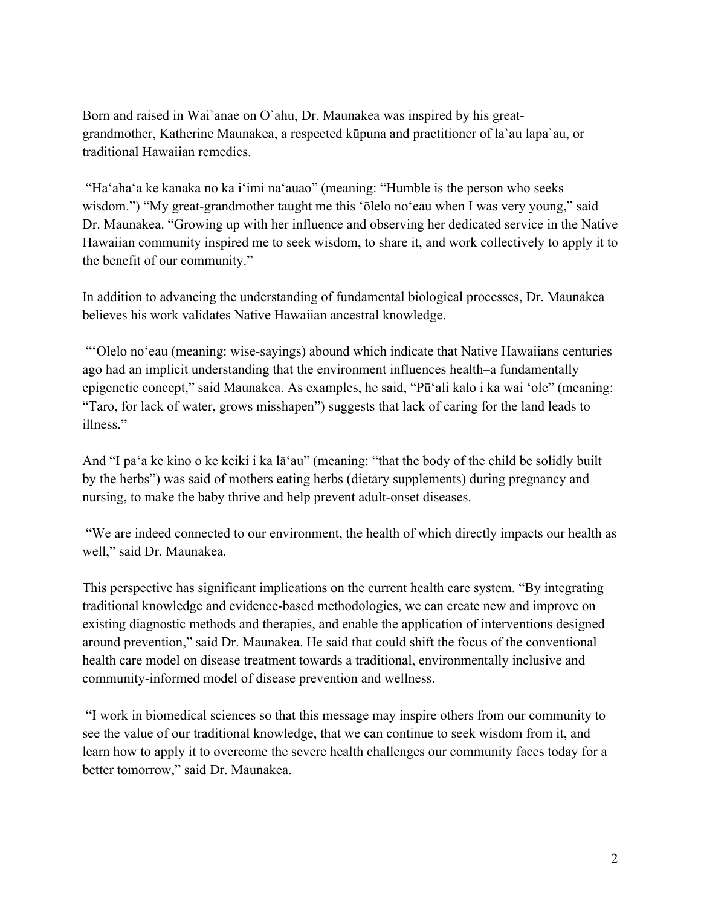Born and raised in Wai`anae on O`ahu, Dr. Maunakea was inspired by his great-grandmother, Katherine Maunakea, a respected kūpuna and practitioner of la`au lapa`au, or traditional Hawaiian remedies.

"Haʻahaʻa ke kanaka no ka iʻimi naʻauao" (meaning: "Humble is the person who seeks wisdom.") "My great-grandmother taught me this ʻōlelo noʻeau when I was very young," said Dr. Maunakea. "Growing up with her influence and observing her dedicated service in the Native Hawaiian community inspired me to seek wisdom, to share it, and work collectively to apply it to the benefit of our community."

In addition to advancing the understanding of fundamental biological processes, Dr. Maunakea believes his work validates Native Hawaiian ancestral knowledge.

"ʻOlelo noʻeau (meaning: wise-sayings) abound which indicate that Native Hawaiians centuries ago had an implicit understanding that the environment influences health–a fundamentally epigenetic concept," said Maunakea. As examples, he said, "Pūʻali kalo i ka wai ʻole" (meaning: "Taro, for lack of water, grows misshapen") suggests that lack of caring for the land leads to illness."

And "I paʻa ke kino o ke keiki i ka lāʻau" (meaning: "that the body of the child be solidly built by the herbs") was said of mothers eating herbs (dietary supplements) during pregnancy and nursing, to make the baby thrive and help prevent adult-onset diseases.

"We are indeed connected to our environment, the health of which directly impacts our health as well," said Dr. Maunakea.

This perspective has significant implications on the current health care system. "By integrating traditional knowledge and evidence-based methodologies, we can create new and improve on existing diagnostic methods and therapies, and enable the application of interventions designed around prevention," said Dr. Maunakea. He said that could shift the focus of the conventional health care model on disease treatment towards a traditional, environmentally inclusive and community-informed model of disease prevention and wellness.

"I work in biomedical sciences so that this message may inspire others from our community to see the value of our traditional knowledge, that we can continue to seek wisdom from it, and learn how to apply it to overcome the severe health challenges our community faces today for a better tomorrow," said Dr. Maunakea.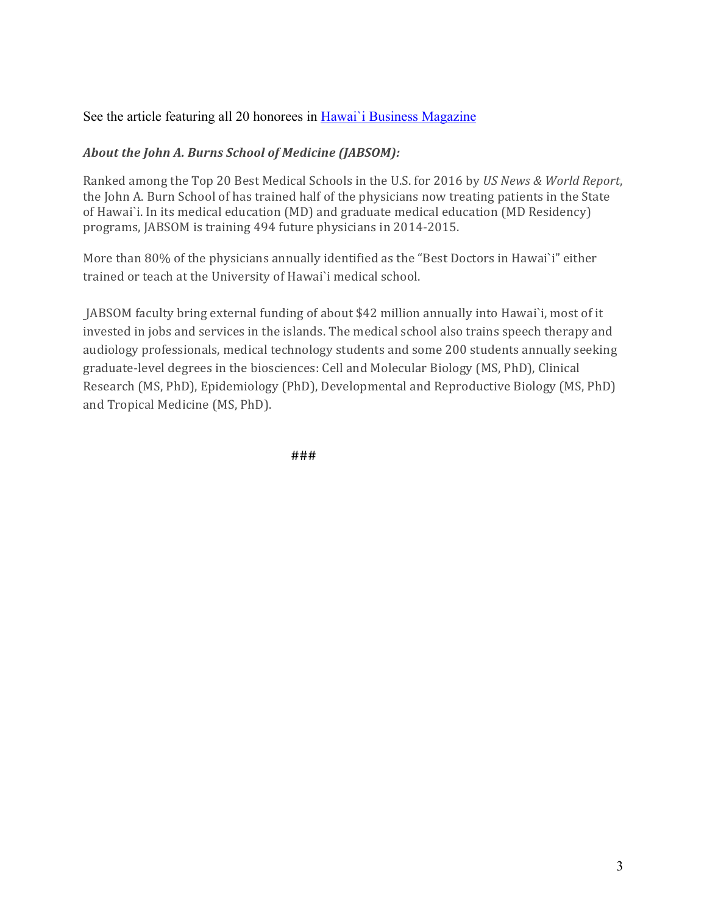See the article featuring all 20 honorees in [Hawai`i Business Magazine]

***About the John A. Burns School of Medicine (JABSOM):***

Ranked among the Top 20 Best Medical Schools in the U.S. for 2016 by *US News & World Report*, the John A. Burn School of has trained half of the physicians now treating patients in the State of Hawai`i. In its medical education (MD) and graduate medical education (MD Residency) programs, JABSOM is training 494 future physicians in 2014-2015.

More than 80% of the physicians annually identified as the "Best Doctors in Hawai`i" either trained or teach at the University of Hawai`i medical school.

JABSOM faculty bring external funding of about $42 million annually into Hawai`i, most of it invested in jobs and services in the islands. The medical school also trains speech therapy and audiology professionals, medical technology students and some 200 students annually seeking graduate-level degrees in the biosciences: Cell and Molecular Biology (MS, PhD), Clinical Research (MS, PhD), Epidemiology (PhD), Developmental and Reproductive Biology (MS, PhD) and Tropical Medicine (MS, PhD).

###